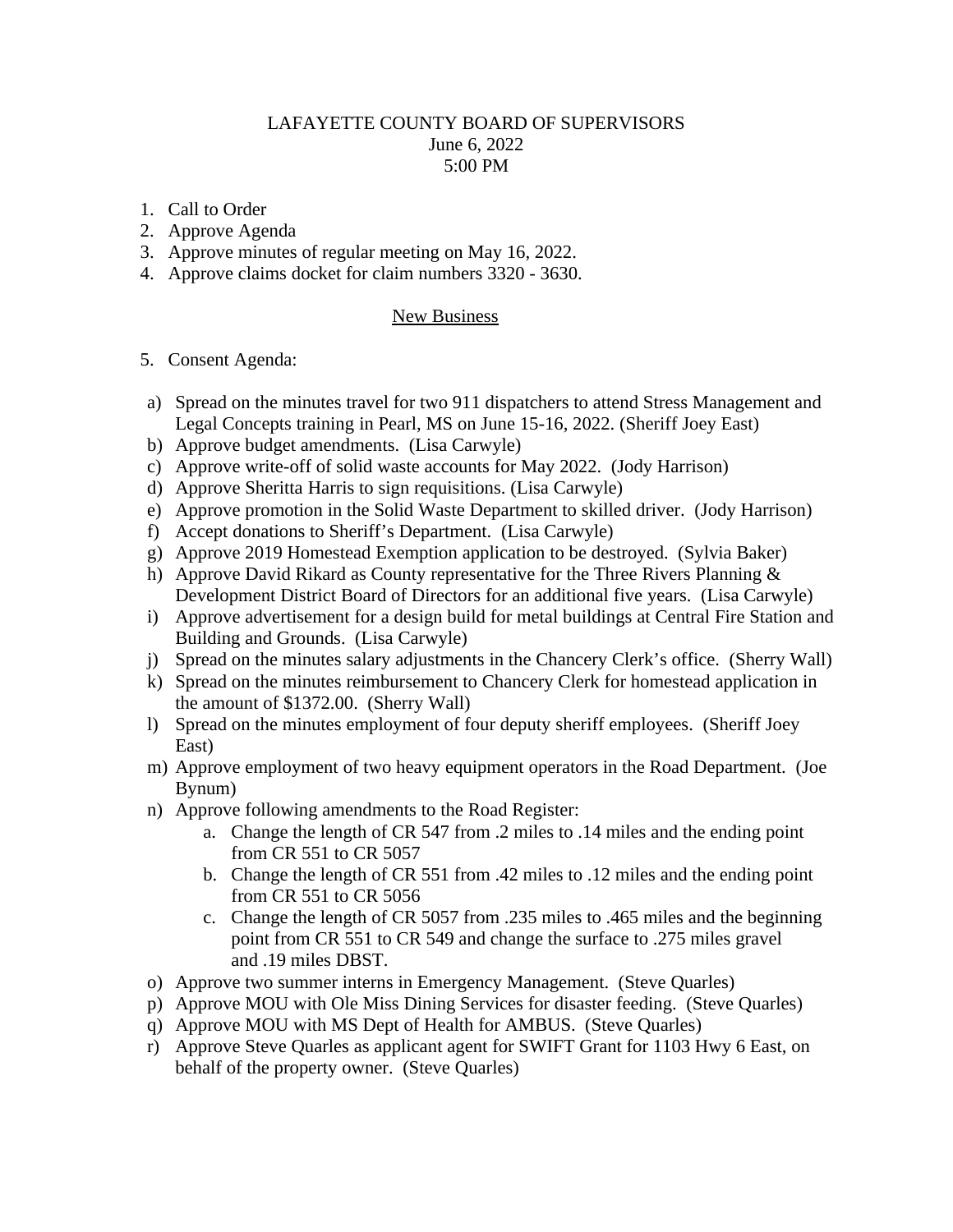# LAFAYETTE COUNTY BOARD OF SUPERVISORS
June 6, 2022
5:00 PM

1. Call to Order
2. Approve Agenda
3. Approve minutes of regular meeting on May 16, 2022.
4. Approve claims docket for claim numbers 3320 - 3630.

## New Business

5. Consent Agenda:

a) Spread on the minutes travel for two 911 dispatchers to attend Stress Management and Legal Concepts training in Pearl, MS on June 15-16, 2022. (Sheriff Joey East)
b) Approve budget amendments. (Lisa Carwyle)
c) Approve write-off of solid waste accounts for May 2022. (Jody Harrison)
d) Approve Sheritta Harris to sign requisitions. (Lisa Carwyle)
e) Approve promotion in the Solid Waste Department to skilled driver. (Jody Harrison)
f) Accept donations to Sheriff's Department. (Lisa Carwyle)
g) Approve 2019 Homestead Exemption application to be destroyed. (Sylvia Baker)
h) Approve David Rikard as County representative for the Three Rivers Planning & Development District Board of Directors for an additional five years. (Lisa Carwyle)
i) Approve advertisement for a design build for metal buildings at Central Fire Station and Building and Grounds. (Lisa Carwyle)
j) Spread on the minutes salary adjustments in the Chancery Clerk's office. (Sherry Wall)
k) Spread on the minutes reimbursement to Chancery Clerk for homestead application in the amount of $1372.00. (Sherry Wall)
l) Spread on the minutes employment of four deputy sheriff employees. (Sheriff Joey East)
m) Approve employment of two heavy equipment operators in the Road Department. (Joe Bynum)
n) Approve following amendments to the Road Register:
    a. Change the length of CR 547 from .2 miles to .14 miles and the ending point from CR 551 to CR 5057
    b. Change the length of CR 551 from .42 miles to .12 miles and the ending point from CR 551 to CR 5056
    c. Change the length of CR 5057 from .235 miles to .465 miles and the beginning point from CR 551 to CR 549 and change the surface to .275 miles gravel and .19 miles DBST.
o) Approve two summer interns in Emergency Management. (Steve Quarles)
p) Approve MOU with Ole Miss Dining Services for disaster feeding. (Steve Quarles)
q) Approve MOU with MS Dept of Health for AMBUS. (Steve Quarles)
r) Approve Steve Quarles as applicant agent for SWIFT Grant for 1103 Hwy 6 East, on behalf of the property owner. (Steve Quarles)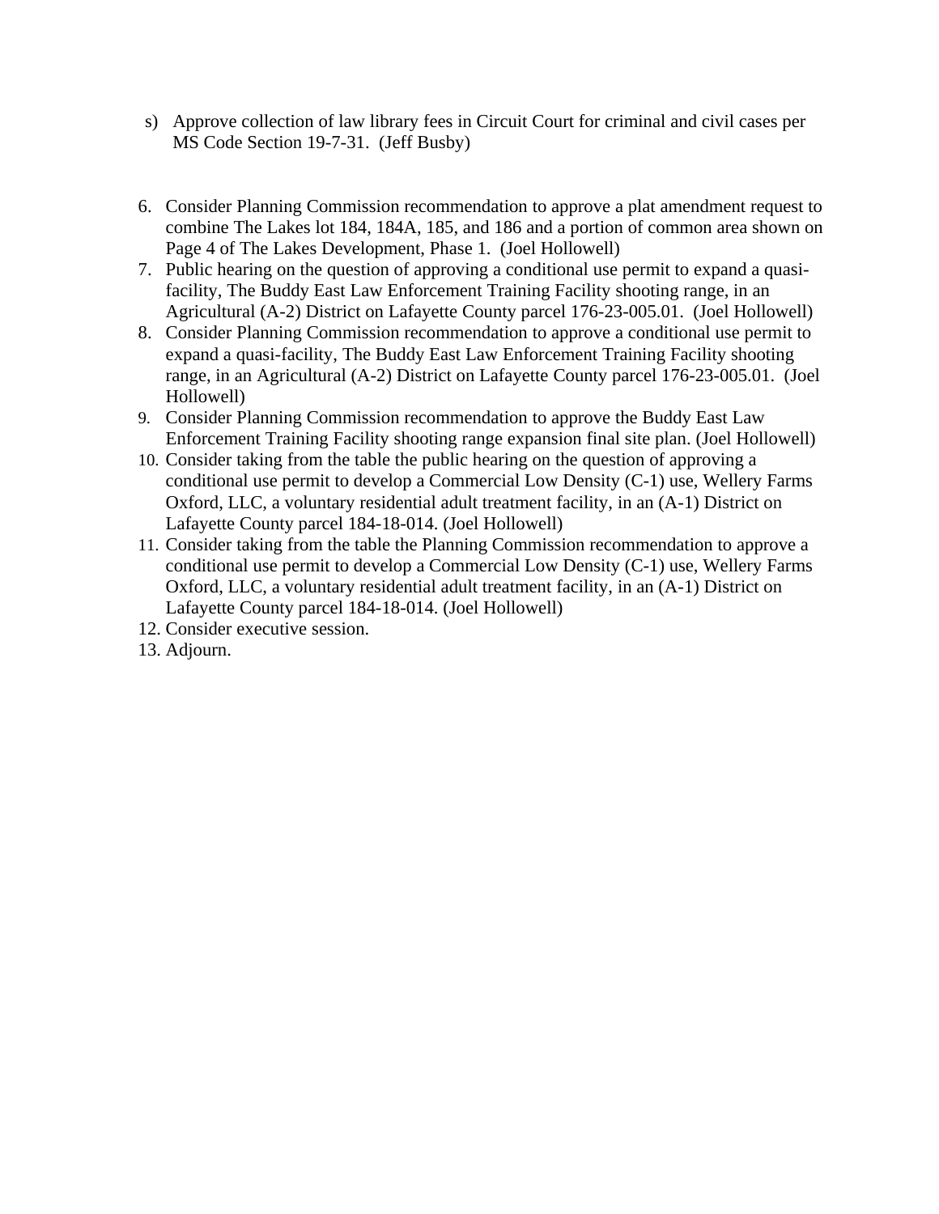s) Approve collection of law library fees in Circuit Court for criminal and civil cases per MS Code Section 19-7-31. (Jeff Busby)

6. Consider Planning Commission recommendation to approve a plat amendment request to combine The Lakes lot 184, 184A, 185, and 186 and a portion of common area shown on Page 4 of The Lakes Development, Phase 1. (Joel Hollowell)
7. Public hearing on the question of approving a conditional use permit to expand a quasi-facility, The Buddy East Law Enforcement Training Facility shooting range, in an Agricultural (A-2) District on Lafayette County parcel 176-23-005.01. (Joel Hollowell)
8. Consider Planning Commission recommendation to approve a conditional use permit to expand a quasi-facility, The Buddy East Law Enforcement Training Facility shooting range, in an Agricultural (A-2) District on Lafayette County parcel 176-23-005.01. (Joel Hollowell)
9. Consider Planning Commission recommendation to approve the Buddy East Law Enforcement Training Facility shooting range expansion final site plan. (Joel Hollowell)
10. Consider taking from the table the public hearing on the question of approving a conditional use permit to develop a Commercial Low Density (C-1) use, Wellery Farms Oxford, LLC, a voluntary residential adult treatment facility, in an (A-1) District on Lafayette County parcel 184-18-014. (Joel Hollowell)
11. Consider taking from the table the Planning Commission recommendation to approve a conditional use permit to develop a Commercial Low Density (C-1) use, Wellery Farms Oxford, LLC, a voluntary residential adult treatment facility, in an (A-1) District on Lafayette County parcel 184-18-014. (Joel Hollowell)
12. Consider executive session.
13. Adjourn.